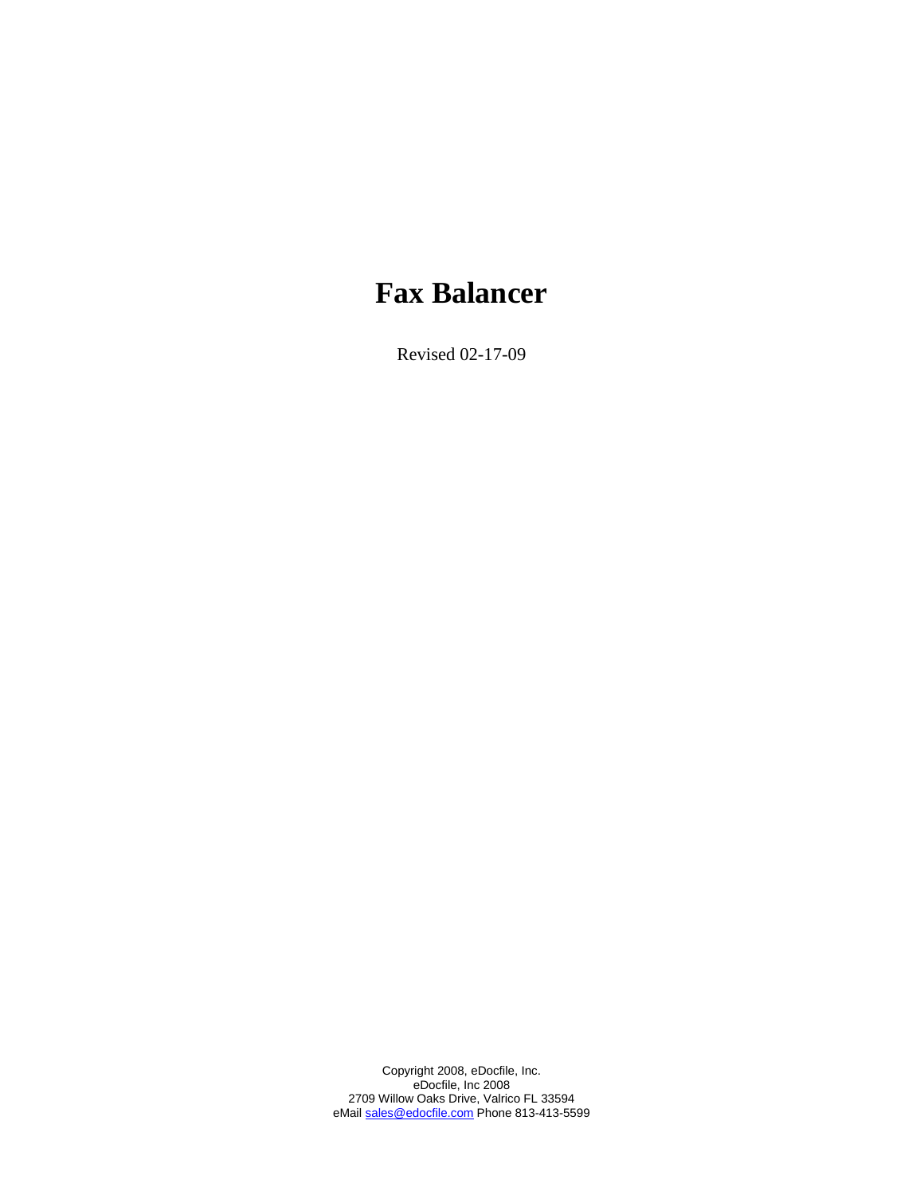# Fax Balancer

Revised 02-17-09

Copyright 2008, eDocfile, Inc.
eDocfile, Inc 2008
2709 Willow Oaks Drive, Valrico FL 33594
eMail sales@edocfile.com Phone 813-413-5599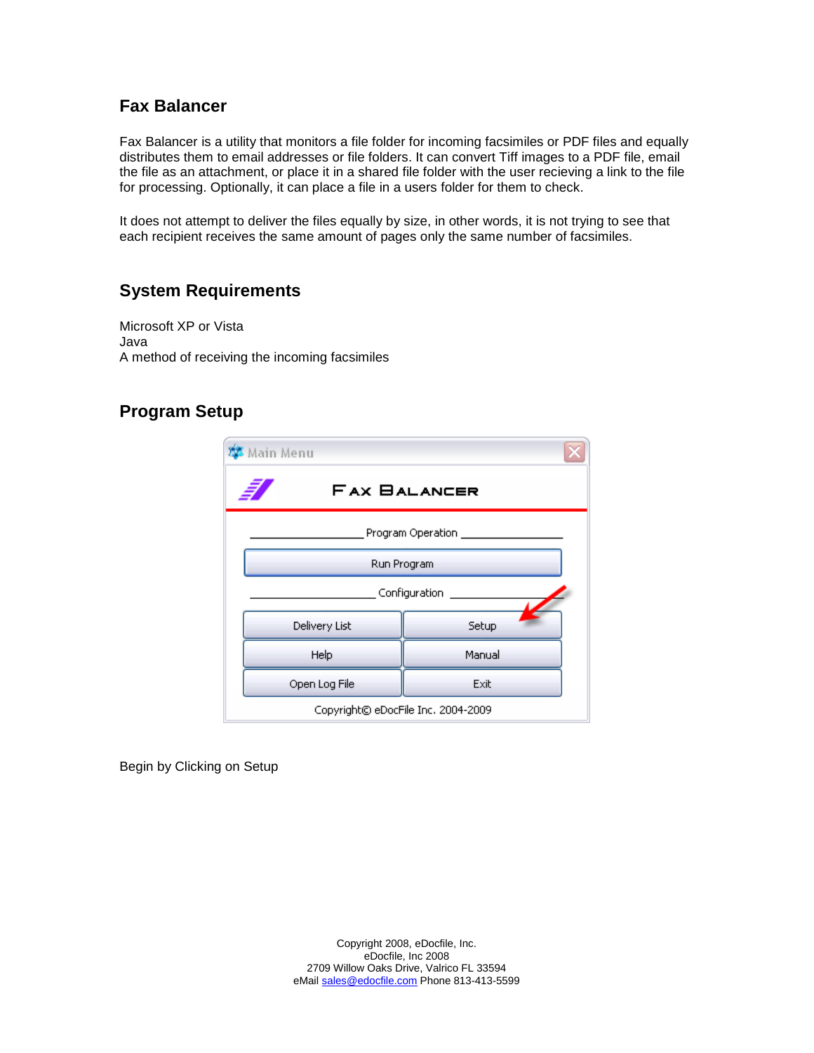## Fax Balancer

Fax Balancer is a utility that monitors a file folder for incoming facsimiles or PDF files and equally distributes them to email addresses or file folders. It can convert Tiff images to a PDF file, email the file as an attachment, or place it in a shared file folder with the user recieving a link to the file for processing. Optionally, it can place a file in a users folder for them to check.

It does not attempt to deliver the files equally by size, in other words, it is not trying to see that each recipient receives the same amount of pages only the same number of facsimiles.

## System Requirements

Microsoft XP or Vista
Java
A method of receiving the incoming facsimiles

## Program Setup

Begin by Clicking on Setup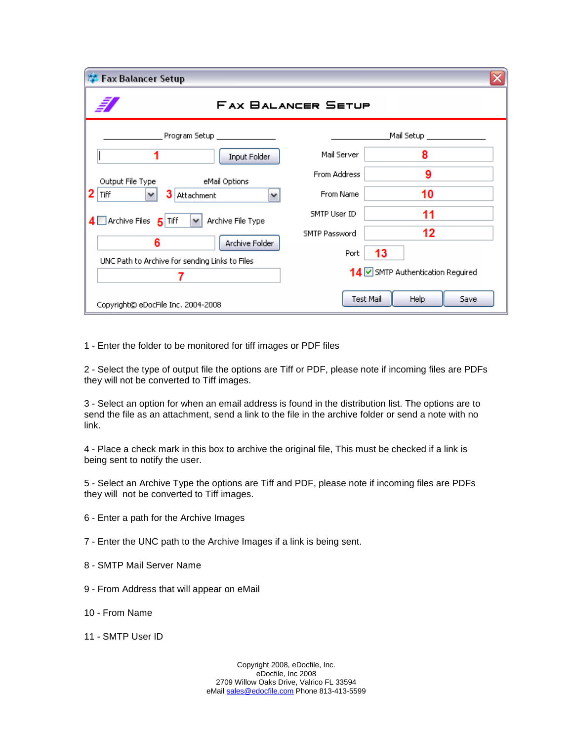1 - Enter the folder to be monitored for tiff images or PDF files

2 - Select the type of output file the options are Tiff or PDF, please note if incoming files are PDFs they will not be converted to Tiff images.

3 - Select an option for when an email address is found in the distribution list. The options are to send the file as an attachment, send a link to the file in the archive folder or send a note with no link.

4 - Place a check mark in this box to archive the original file, This must be checked if a link is being sent to notify the user.

5 - Select an Archive Type the options are Tiff and PDF, please note if incoming files are PDFs they will not be converted to Tiff images.

6 - Enter a path for the Archive Images

7 - Enter the UNC path to the Archive Images if a link is being sent.

8 - SMTP Mail Server Name

9 - From Address that will appear on eMail

10 - From Name

11 - SMTP User ID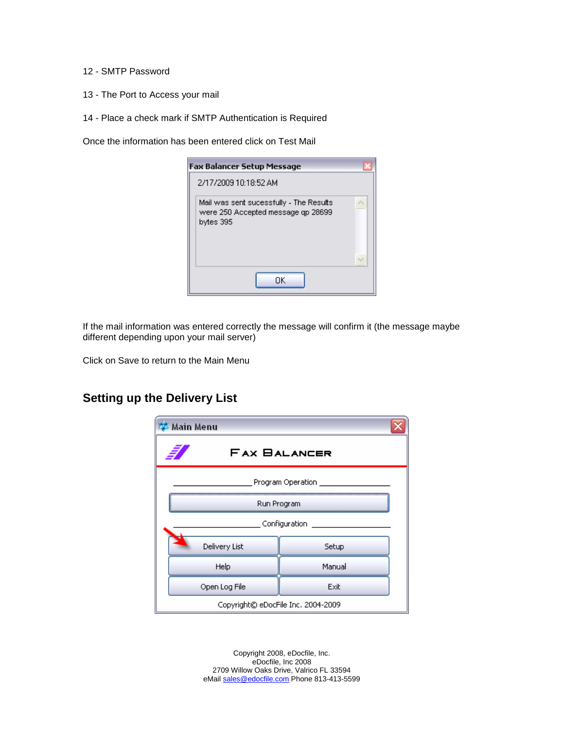12 - SMTP Password

13 - The Port to Access your mail

14 - Place a check mark if SMTP Authentication is Required

Once the information has been entered click on Test Mail

If the mail information was entered correctly the message will confirm it (the message maybe different depending upon your mail server)

Click on Save to return to the Main Menu

## Setting up the Delivery List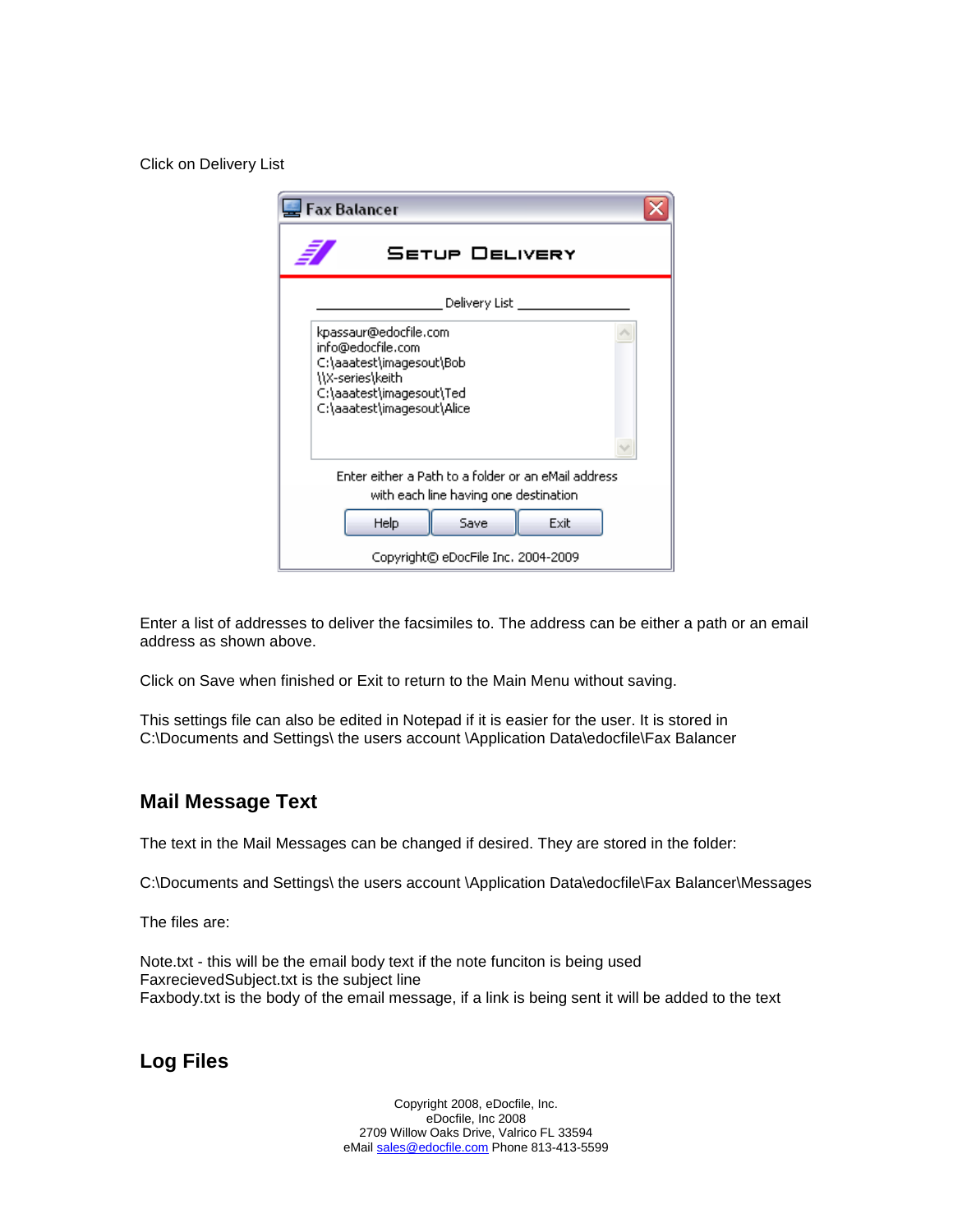Click on Delivery List

Enter a list of addresses to deliver the facsimiles to. The address can be either a path or an email address as shown above.

Click on Save when finished or Exit to return to the Main Menu without saving.

This settings file can also be edited in Notepad if it is easier for the user. It is stored in C:\Documents and Settings\ the users account \Application Data\edocfile\Fax Balancer

## Mail Message Text

The text in the Mail Messages can be changed if desired. They are stored in the folder:

C:\Documents and Settings\ the users account \Application Data\edocfile\Fax Balancer\Messages

The files are:

Note.txt - this will be the email body text if the note funciton is being used
FaxrecievedSubject.txt is the subject line
Faxbody.txt is the body of the email message, if a link is being sent it will be added to the text

## Log Files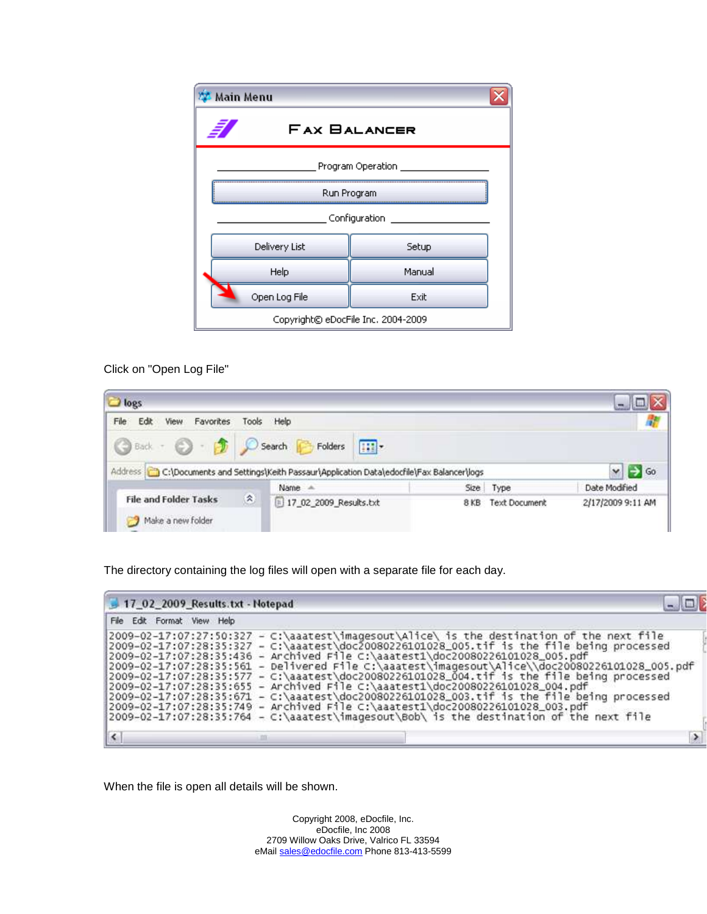Click on "Open Log File"

The directory containing the log files will open with a separate file for each day.

When the file is open all details will be shown.

Copyright 2008, eDocfile, Inc.
eDocfile, Inc 2008
2709 Willow Oaks Drive, Valrico FL 33594
eMail sales@edocfile.com Phone 813-413-5599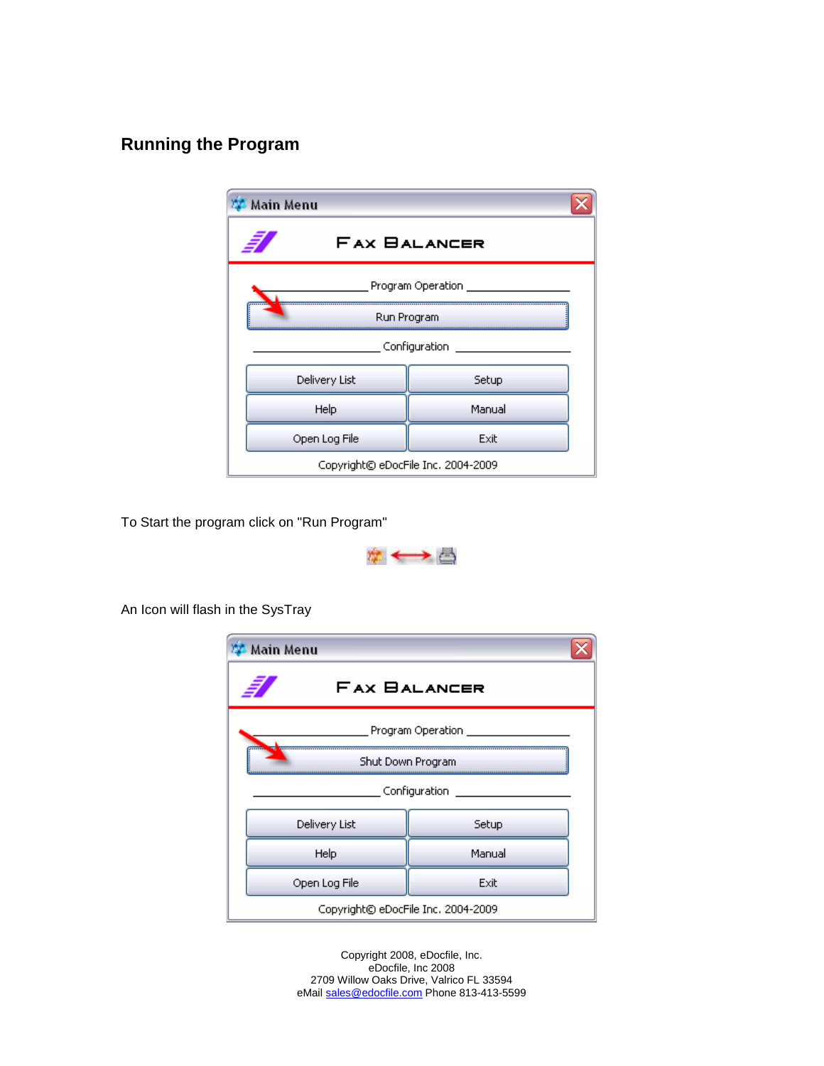## Running the Program

To Start the program click on "Run Program"

An Icon will flash in the SysTray

Copyright 2008, eDocfile, Inc.
eDocfile, Inc 2008
2709 Willow Oaks Drive, Valrico FL 33594
eMail sales@edocfile.com Phone 813-413-5599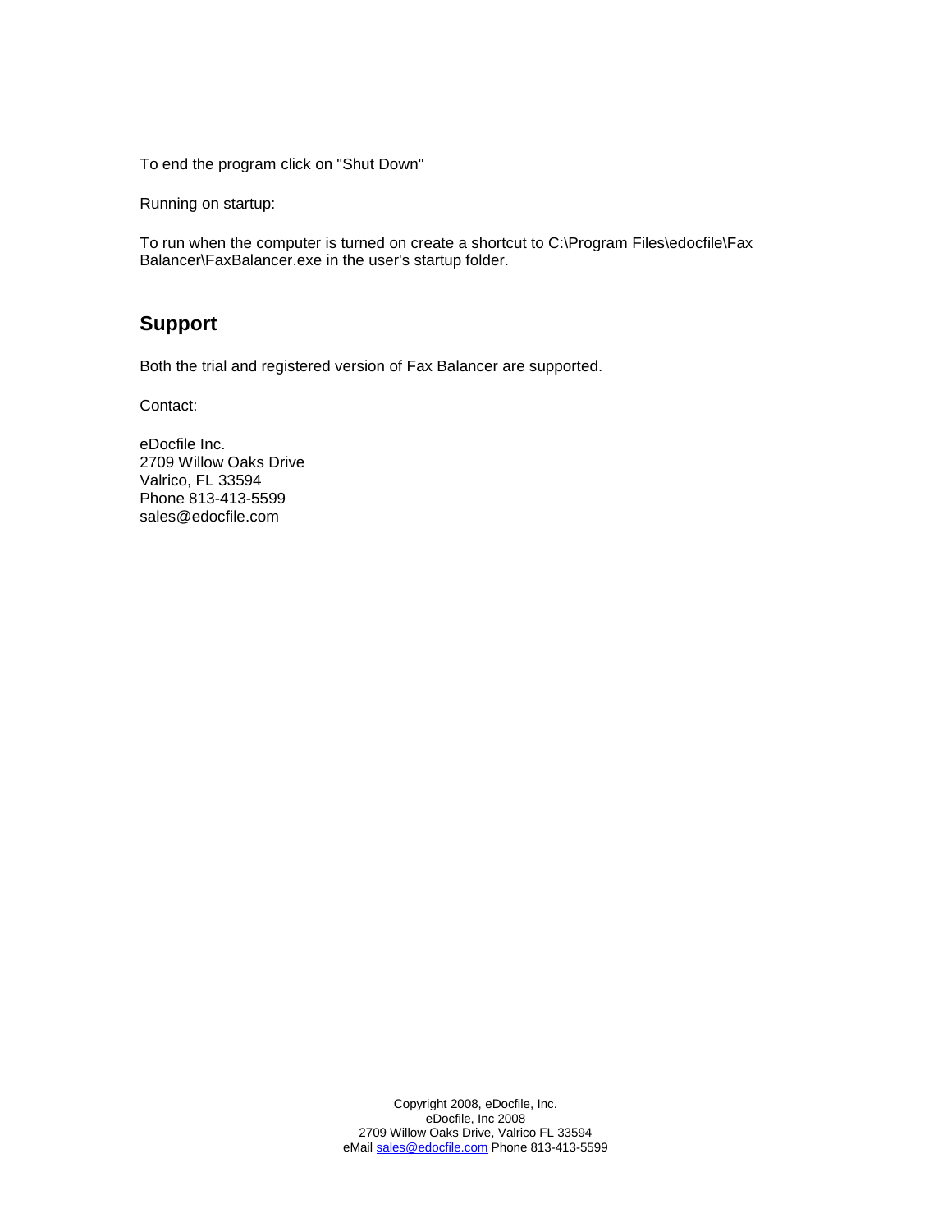To end the program click on "Shut Down"

Running on startup:

To run when the computer is turned on create a shortcut to C:\Program Files\edocfile\Fax Balancer\FaxBalancer.exe in the user's startup folder.

## Support

Both the trial and registered version of Fax Balancer are supported.

Contact:

eDocfile Inc.
2709 Willow Oaks Drive
Valrico, FL 33594
Phone 813-413-5599
sales@edocfile.com